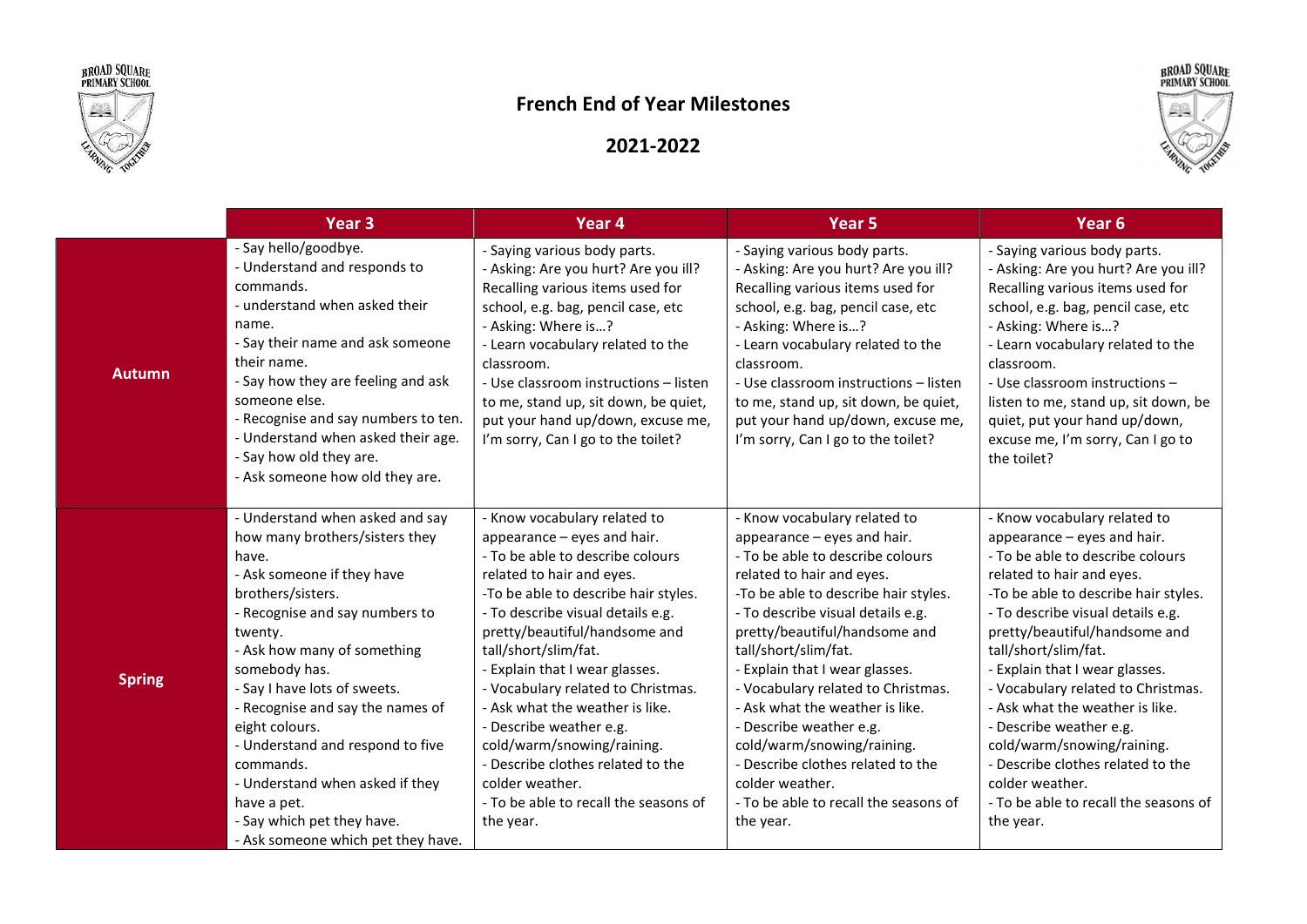# French End of Year Milestones

## 2021-2022

| | Year 3 | Year 4 | Year 5 | Year 6 |
|---|---|---|---|---|
| **Autumn** | - Say hello/goodbye.<br>- Understand and responds to commands.<br>- understand when asked their name.<br>- Say their name and ask someone their name.<br>- Say how they are feeling and ask someone else.<br>- Recognise and say numbers to ten.<br>- Understand when asked their age.<br>- Say how old they are.<br>- Ask someone how old they are. | - Saying various body parts.<br>- Asking: Are you hurt? Are you ill? Recalling various items used for school, e.g. bag, pencil case, etc<br>- Asking: Where is…?<br>- Learn vocabulary related to the classroom.<br>- Use classroom instructions – listen to me, stand up, sit down, be quiet, put your hand up/down, excuse me, I'm sorry, Can I go to the toilet? | - Saying various body parts.<br>- Asking: Are you hurt? Are you ill? Recalling various items used for school, e.g. bag, pencil case, etc<br>- Asking: Where is…?<br>- Learn vocabulary related to the classroom.<br>- Use classroom instructions – listen to me, stand up, sit down, be quiet, put your hand up/down, excuse me, I'm sorry, Can I go to the toilet? | - Saying various body parts.<br>- Asking: Are you hurt? Are you ill? Recalling various items used for school, e.g. bag, pencil case, etc<br>- Asking: Where is…?<br>- Learn vocabulary related to the classroom.<br>- Use classroom instructions – listen to me, stand up, sit down, be quiet, put your hand up/down, excuse me, I'm sorry, Can I go to the toilet? |
| **Spring** | - Understand when asked and say how many brothers/sisters they have.<br>- Ask someone if they have brothers/sisters.<br>- Recognise and say numbers to twenty.<br>- Ask how many of something somebody has.<br>- Say I have lots of sweets.<br>- Recognise and say the names of eight colours.<br>- Understand and respond to five commands.<br>- Understand when asked if they have a pet.<br>- Say which pet they have.<br>- Ask someone which pet they have. | - Know vocabulary related to appearance – eyes and hair.<br>- To be able to describe colours related to hair and eyes.<br>-To be able to describe hair styles.<br>- To describe visual details e.g. pretty/beautiful/handsome and tall/short/slim/fat.<br>- Explain that I wear glasses.<br>- Vocabulary related to Christmas.<br>- Ask what the weather is like.<br>- Describe weather e.g. cold/warm/snowing/raining.<br>- Describe clothes related to the colder weather.<br>- To be able to recall the seasons of the year. | - Know vocabulary related to appearance – eyes and hair.<br>- To be able to describe colours related to hair and eyes.<br>-To be able to describe hair styles.<br>- To describe visual details e.g. pretty/beautiful/handsome and tall/short/slim/fat.<br>- Explain that I wear glasses.<br>- Vocabulary related to Christmas.<br>- Ask what the weather is like.<br>- Describe weather e.g. cold/warm/snowing/raining.<br>- Describe clothes related to the colder weather.<br>- To be able to recall the seasons of the year. | - Know vocabulary related to appearance – eyes and hair.<br>- To be able to describe colours related to hair and eyes.<br>-To be able to describe hair styles.<br>- To describe visual details e.g. pretty/beautiful/handsome and tall/short/slim/fat.<br>- Explain that I wear glasses.<br>- Vocabulary related to Christmas.<br>- Ask what the weather is like.<br>- Describe weather e.g. cold/warm/snowing/raining.<br>- Describe clothes related to the colder weather.<br>- To be able to recall the seasons of the year. |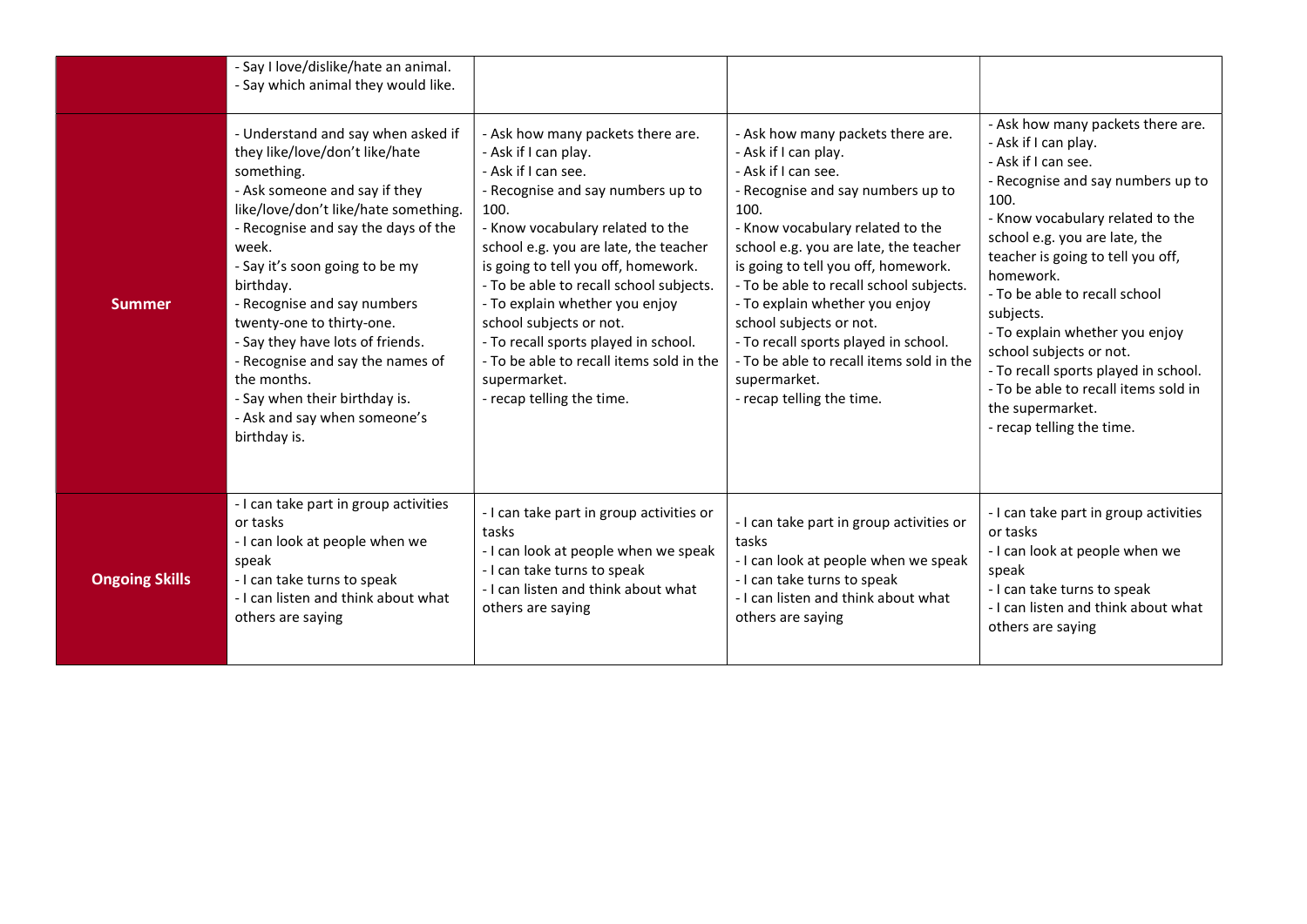| | | | | |
|---|---|---|---|---|
| | - Say I love/dislike/hate an animal.<br>- Say which animal they would like. | | | |
| **Summer** | - Understand and say when asked if they like/love/don't like/hate something.<br>- Ask someone and say if they like/love/don't like/hate something.<br>- Recognise and say the days of the week.<br>- Say it's soon going to be my birthday.<br>- Recognise and say numbers twenty-one to thirty-one.<br>- Say they have lots of friends.<br>- Recognise and say the names of the months.<br>- Say when their birthday is.<br>- Ask and say when someone's birthday is. | - Ask how many packets there are.<br>- Ask if I can play.<br>- Ask if I can see.<br>- Recognise and say numbers up to 100.<br>- Know vocabulary related to the school e.g. you are late, the teacher is going to tell you off, homework.<br>- To be able to recall school subjects.<br>- To explain whether you enjoy school subjects or not.<br>- To recall sports played in school.<br>- To be able to recall items sold in the supermarket.<br>- recap telling the time. | - Ask how many packets there are.<br>- Ask if I can play.<br>- Ask if I can see.<br>- Recognise and say numbers up to 100.<br>- Know vocabulary related to the school e.g. you are late, the teacher is going to tell you off, homework.<br>- To be able to recall school subjects.<br>- To explain whether you enjoy school subjects or not.<br>- To recall sports played in school.<br>- To be able to recall items sold in the supermarket.<br>- recap telling the time. | - Ask how many packets there are.<br>- Ask if I can play.<br>- Ask if I can see.<br>- Recognise and say numbers up to 100.<br>- Know vocabulary related to the school e.g. you are late, the teacher is going to tell you off, homework.<br>- To be able to recall school subjects.<br>- To explain whether you enjoy school subjects or not.<br>- To recall sports played in school.<br>- To be able to recall items sold in the supermarket.<br>- recap telling the time. |
| **Ongoing Skills** | - I can take part in group activities or tasks<br>- I can look at people when we speak<br>- I can take turns to speak<br>- I can listen and think about what others are saying | - I can take part in group activities or tasks<br>- I can look at people when we speak<br>- I can take turns to speak<br>- I can listen and think about what others are saying | - I can take part in group activities or tasks<br>- I can look at people when we speak<br>- I can take turns to speak<br>- I can listen and think about what others are saying | - I can take part in group activities or tasks<br>- I can look at people when we speak<br>- I can take turns to speak<br>- I can listen and think about what others are saying |